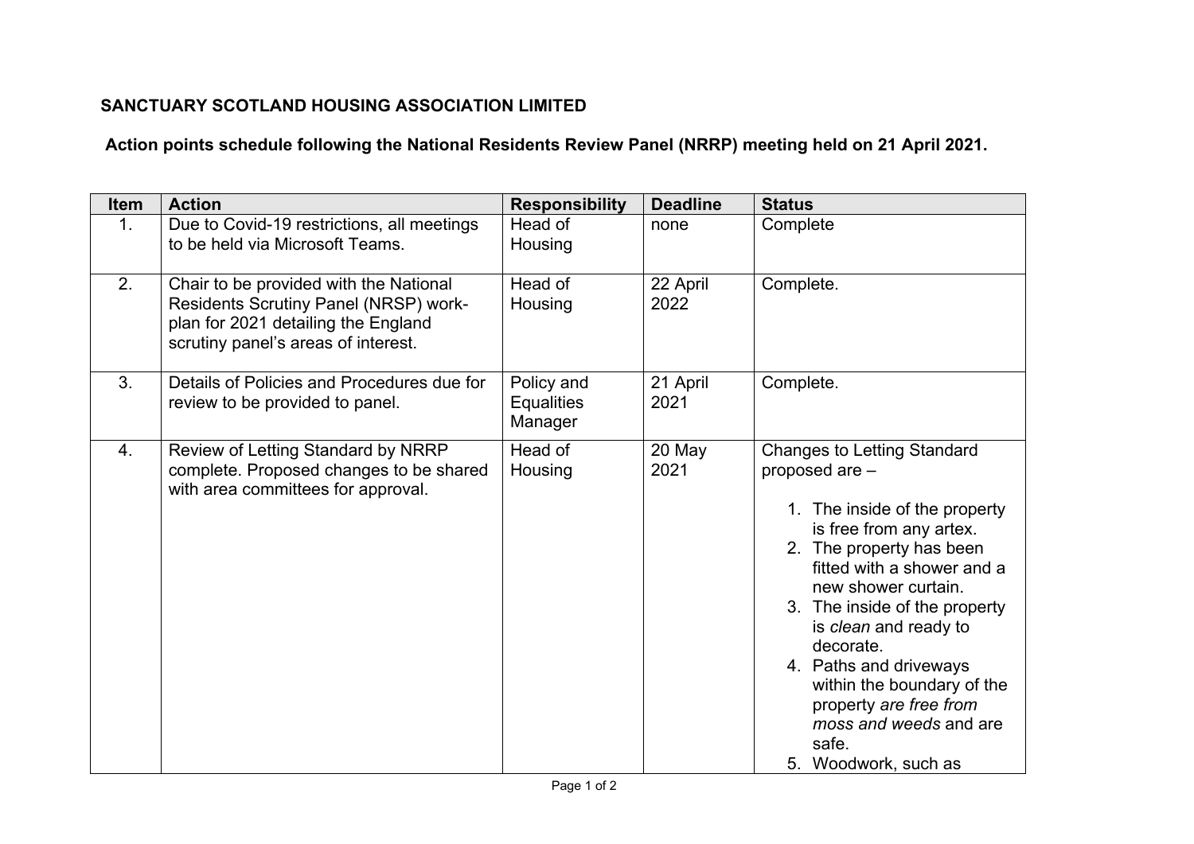**SANCTUARY SCOTLAND HOUSING ASSOCIATION LIMITED**

**Action points schedule following the National Residents Review Panel (NRRP) meeting held on 21 April 2021.**

| Item | Action | Responsibility | Deadline | Status |
|---|---|---|---|---|
| 1. | Due to Covid-19 restrictions, all meetings to be held via Microsoft Teams. | Head of Housing | none | Complete |
| 2. | Chair to be provided with the National Residents Scrutiny Panel (NRSP) work-plan for 2021 detailing the England scrutiny panel's areas of interest. | Head of Housing | 22 April 2022 | Complete. |
| 3. | Details of Policies and Procedures due for review to be provided to panel. | Policy and Equalities Manager | 21 April 2021 | Complete. |
| 4. | Review of Letting Standard by NRRP complete. Proposed changes to be shared with area committees for approval. | Head of Housing | 20 May 2021 | Changes to Letting Standard proposed are – <br><br> 1. The inside of the property is free from any artex. <br> 2. The property has been fitted with a shower and a new shower curtain. <br> 3. The inside of the property is *clean* and ready to decorate. <br> 4. Paths and driveways within the boundary of the property *are free from moss and weeds* and are safe. <br> 5. Woodwork, such as |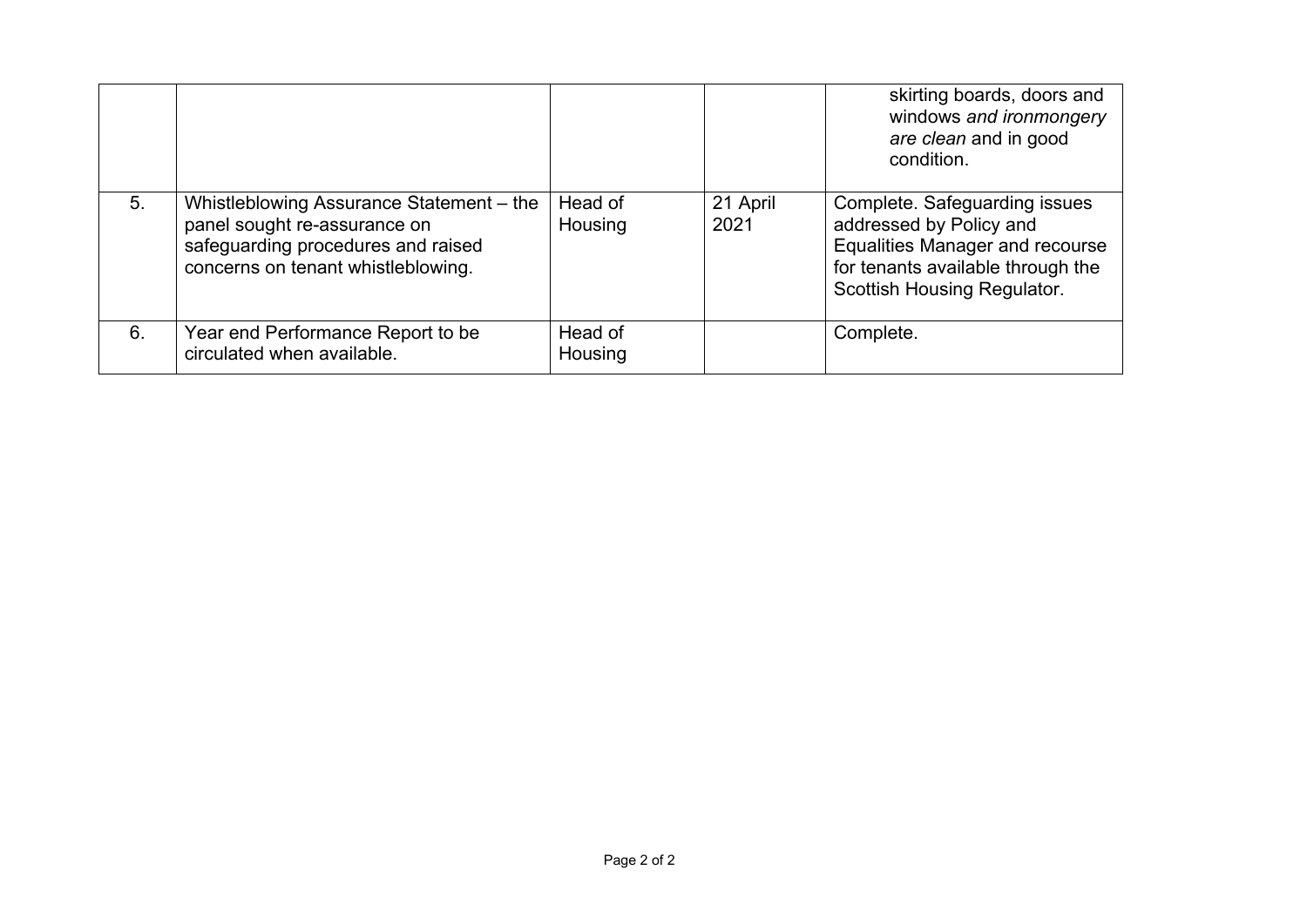| | | | | |
|---|---|---|---|---|
| | | | | skirting boards, doors and windows *and ironmongery are clean* and in good condition. |
| 5. | Whistleblowing Assurance Statement – the panel sought re-assurance on safeguarding procedures and raised concerns on tenant whistleblowing. | Head of Housing | 21 April 2021 | Complete. Safeguarding issues addressed by Policy and Equalities Manager and recourse for tenants available through the Scottish Housing Regulator. |
| 6. | Year end Performance Report to be circulated when available. | Head of Housing | | Complete. |